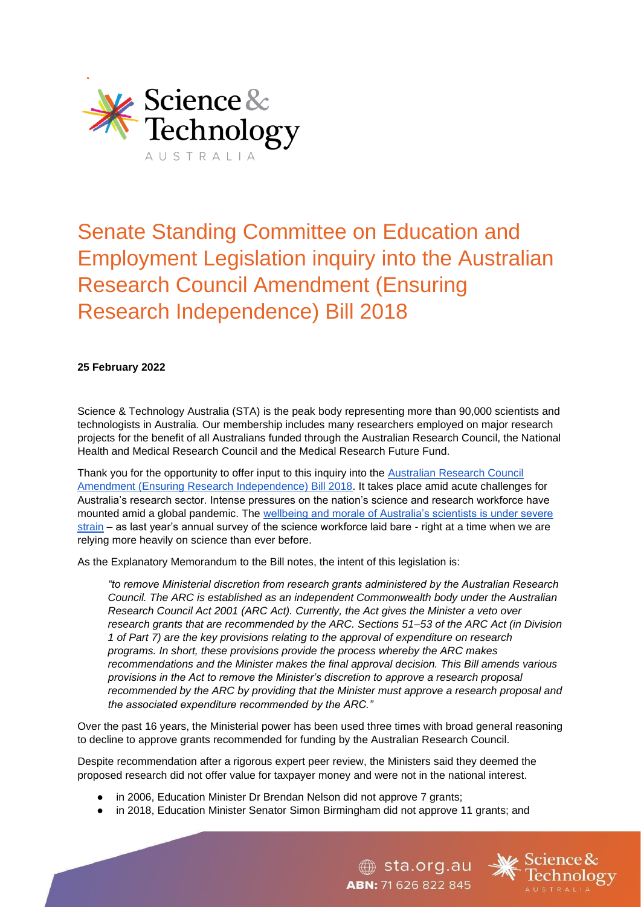# Senate Standing Committee on Education and Employment Legislation inquiry into the Australian Research Council Amendment (Ensuring Research Independence) Bill 2018

**25 February 2022**

Science & Technology Australia (STA) is the peak body representing more than 90,000 scientists and technologists in Australia. Our membership includes many researchers employed on major research projects for the benefit of all Australians funded through the Australian Research Council, the National Health and Medical Research Council and the Medical Research Future Fund.

Thank you for the opportunity to offer input to this inquiry into the Australian Research Council Amendment (Ensuring Research Independence) Bill 2018. It takes place amid acute challenges for Australia's research sector. Intense pressures on the nation's science and research workforce have mounted amid a global pandemic. The wellbeing and morale of Australia's scientists is under severe strain – as last year's annual survey of the science workforce laid bare - right at a time when we are relying more heavily on science than ever before.

As the Explanatory Memorandum to the Bill notes, the intent of this legislation is:

> *"to remove Ministerial discretion from research grants administered by the Australian Research Council. The ARC is established as an independent Commonwealth body under the Australian Research Council Act 2001 (ARC Act). Currently, the Act gives the Minister a veto over research grants that are recommended by the ARC. Sections 51–53 of the ARC Act (in Division 1 of Part 7) are the key provisions relating to the approval of expenditure on research programs. In short, these provisions provide the process whereby the ARC makes recommendations and the Minister makes the final approval decision. This Bill amends various provisions in the Act to remove the Minister's discretion to approve a research proposal recommended by the ARC by providing that the Minister must approve a research proposal and the associated expenditure recommended by the ARC."*

Over the past 16 years, the Ministerial power has been used three times with broad general reasoning to decline to approve grants recommended for funding by the Australian Research Council.

Despite recommendation after a rigorous expert peer review, the Ministers said they deemed the proposed research did not offer value for taxpayer money and were not in the national interest.

- in 2006, Education Minister Dr Brendan Nelson did not approve 7 grants;
- in 2018, Education Minister Senator Simon Birmingham did not approve 11 grants; and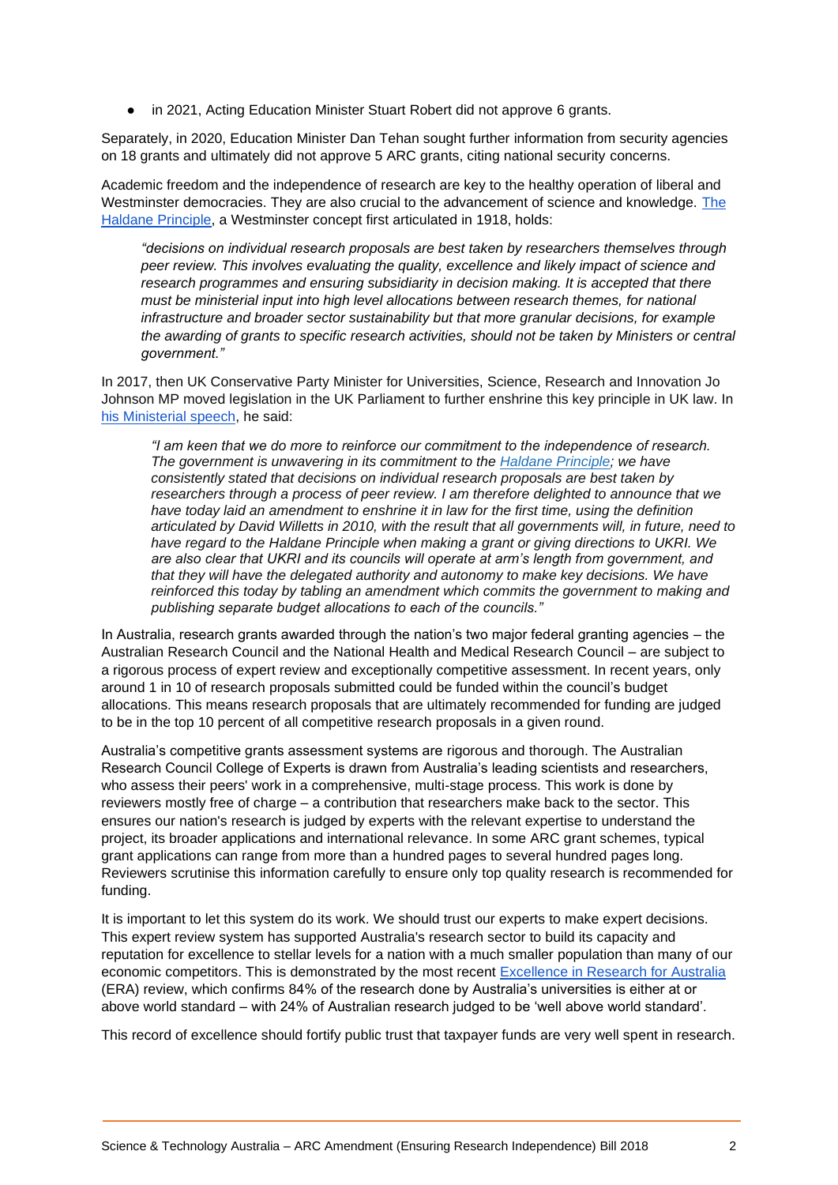- in 2021, Acting Education Minister Stuart Robert did not approve 6 grants.

Separately, in 2020, Education Minister Dan Tehan sought further information from security agencies on 18 grants and ultimately did not approve 5 ARC grants, citing national security concerns.

Academic freedom and the independence of research are key to the healthy operation of liberal and Westminster democracies. They are also crucial to the advancement of science and knowledge. [The Haldane Principle](), a Westminster concept first articulated in 1918, holds:

> *"decisions on individual research proposals are best taken by researchers themselves through peer review. This involves evaluating the quality, excellence and likely impact of science and research programmes and ensuring subsidiarity in decision making. It is accepted that there must be ministerial input into high level allocations between research themes, for national infrastructure and broader sector sustainability but that more granular decisions, for example the awarding of grants to specific research activities, should not be taken by Ministers or central government."*

In 2017, then UK Conservative Party Minister for Universities, Science, Research and Innovation Jo Johnson MP moved legislation in the UK Parliament to further enshrine this key principle in UK law. In [his Ministerial speech](), he said:

> *"I am keen that we do more to reinforce our commitment to the independence of research. The government is unwavering in its commitment to the [Haldane Principle](); we have consistently stated that decisions on individual research proposals are best taken by researchers through a process of peer review. I am therefore delighted to announce that we have today laid an amendment to enshrine it in law for the first time, using the definition articulated by David Willetts in 2010, with the result that all governments will, in future, need to have regard to the Haldane Principle when making a grant or giving directions to UKRI. We are also clear that UKRI and its councils will operate at arm's length from government, and that they will have the delegated authority and autonomy to make key decisions. We have reinforced this today by tabling an amendment which commits the government to making and publishing separate budget allocations to each of the councils."*

In Australia, research grants awarded through the nation's two major federal granting agencies – the Australian Research Council and the National Health and Medical Research Council – are subject to a rigorous process of expert review and exceptionally competitive assessment. In recent years, only around 1 in 10 of research proposals submitted could be funded within the council's budget allocations. This means research proposals that are ultimately recommended for funding are judged to be in the top 10 percent of all competitive research proposals in a given round.

Australia's competitive grants assessment systems are rigorous and thorough. The Australian Research Council College of Experts is drawn from Australia's leading scientists and researchers, who assess their peers' work in a comprehensive, multi-stage process. This work is done by reviewers mostly free of charge – a contribution that researchers make back to the sector. This ensures our nation's research is judged by experts with the relevant expertise to understand the project, its broader applications and international relevance. In some ARC grant schemes, typical grant applications can range from more than a hundred pages to several hundred pages long. Reviewers scrutinise this information carefully to ensure only top quality research is recommended for funding.

It is important to let this system do its work. We should trust our experts to make expert decisions. This expert review system has supported Australia's research sector to build its capacity and reputation for excellence to stellar levels for a nation with a much smaller population than many of our economic competitors. This is demonstrated by the most recent [Excellence in Research for Australia]() (ERA) review, which confirms 84% of the research done by Australia's universities is either at or above world standard – with 24% of Australian research judged to be 'well above world standard'.

This record of excellence should fortify public trust that taxpayer funds are very well spent in research.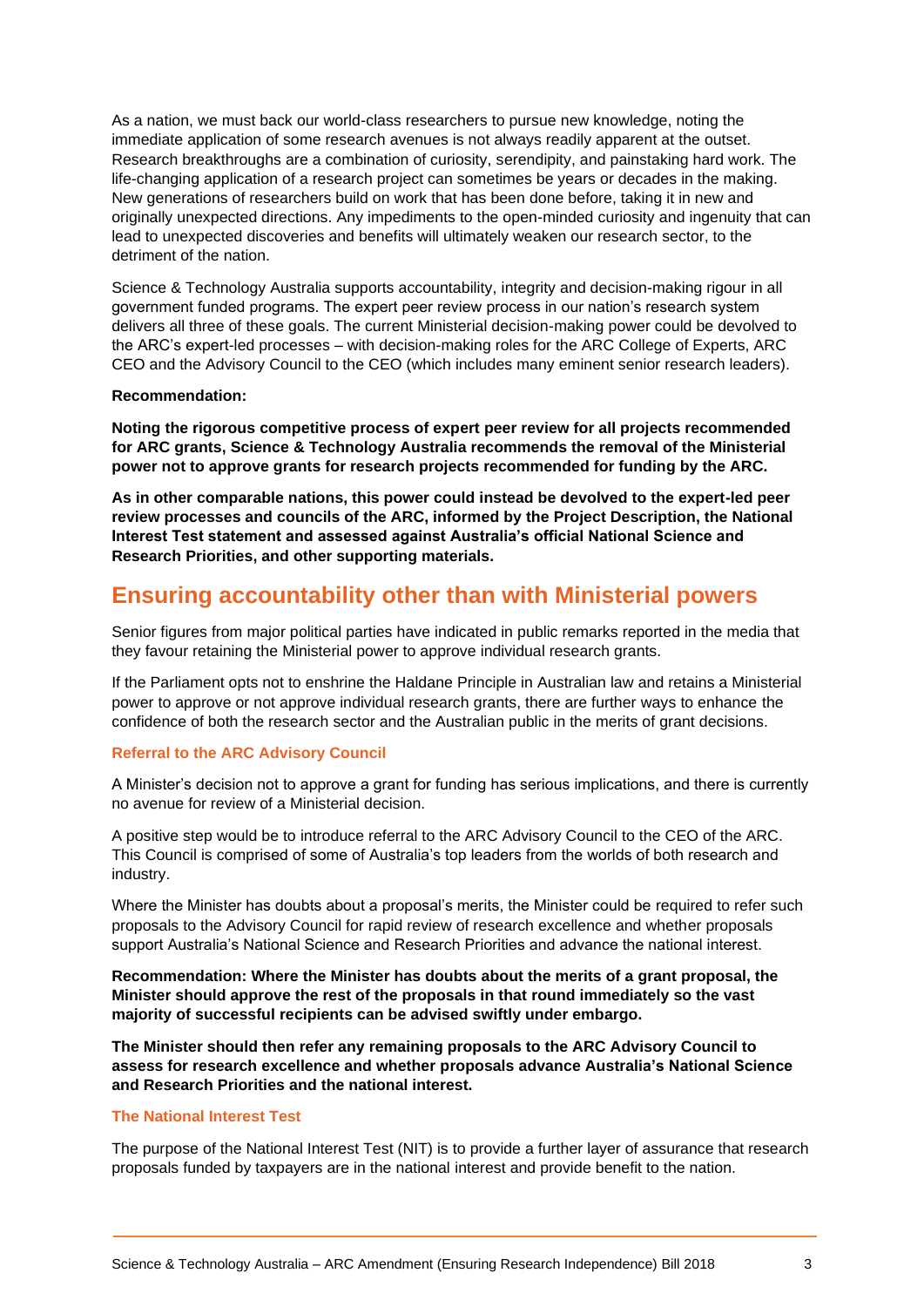As a nation, we must back our world-class researchers to pursue new knowledge, noting the immediate application of some research avenues is not always readily apparent at the outset. Research breakthroughs are a combination of curiosity, serendipity, and painstaking hard work. The life-changing application of a research project can sometimes be years or decades in the making. New generations of researchers build on work that has been done before, taking it in new and originally unexpected directions. Any impediments to the open-minded curiosity and ingenuity that can lead to unexpected discoveries and benefits will ultimately weaken our research sector, to the detriment of the nation.

Science & Technology Australia supports accountability, integrity and decision-making rigour in all government funded programs. The expert peer review process in our nation's research system delivers all three of these goals. The current Ministerial decision-making power could be devolved to the ARC's expert-led processes – with decision-making roles for the ARC College of Experts, ARC CEO and the Advisory Council to the CEO (which includes many eminent senior research leaders).

**Recommendation:**

**Noting the rigorous competitive process of expert peer review for all projects recommended for ARC grants, Science & Technology Australia recommends the removal of the Ministerial power not to approve grants for research projects recommended for funding by the ARC.**

**As in other comparable nations, this power could instead be devolved to the expert-led peer review processes and councils of the ARC, informed by the Project Description, the National Interest Test statement and assessed against Australia's official National Science and Research Priorities, and other supporting materials.**

## Ensuring accountability other than with Ministerial powers

Senior figures from major political parties have indicated in public remarks reported in the media that they favour retaining the Ministerial power to approve individual research grants.

If the Parliament opts not to enshrine the Haldane Principle in Australian law and retains a Ministerial power to approve or not approve individual research grants, there are further ways to enhance the confidence of both the research sector and the Australian public in the merits of grant decisions.

### Referral to the ARC Advisory Council

A Minister's decision not to approve a grant for funding has serious implications, and there is currently no avenue for review of a Ministerial decision.

A positive step would be to introduce referral to the ARC Advisory Council to the CEO of the ARC. This Council is comprised of some of Australia's top leaders from the worlds of both research and industry.

Where the Minister has doubts about a proposal's merits, the Minister could be required to refer such proposals to the Advisory Council for rapid review of research excellence and whether proposals support Australia's National Science and Research Priorities and advance the national interest.

**Recommendation: Where the Minister has doubts about the merits of a grant proposal, the Minister should approve the rest of the proposals in that round immediately so the vast majority of successful recipients can be advised swiftly under embargo.**

**The Minister should then refer any remaining proposals to the ARC Advisory Council to assess for research excellence and whether proposals advance Australia's National Science and Research Priorities and the national interest.**

### The National Interest Test

The purpose of the National Interest Test (NIT) is to provide a further layer of assurance that research proposals funded by taxpayers are in the national interest and provide benefit to the nation.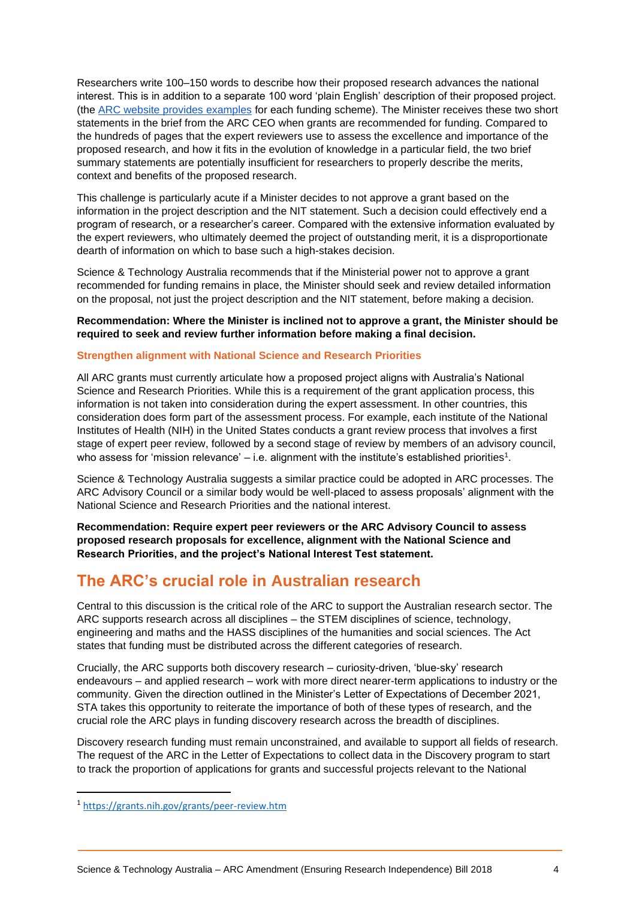Researchers write 100–150 words to describe how their proposed research advances the national interest. This is in addition to a separate 100 word 'plain English' description of their proposed project. (the [ARC website provides examples](https://www.arc.gov.au) for each funding scheme). The Minister receives these two short statements in the brief from the ARC CEO when grants are recommended for funding. Compared to the hundreds of pages that the expert reviewers use to assess the excellence and importance of the proposed research, and how it fits in the evolution of knowledge in a particular field, the two brief summary statements are potentially insufficient for researchers to properly describe the merits, context and benefits of the proposed research.

This challenge is particularly acute if a Minister decides to not approve a grant based on the information in the project description and the NIT statement. Such a decision could effectively end a program of research, or a researcher's career. Compared with the extensive information evaluated by the expert reviewers, who ultimately deemed the project of outstanding merit, it is a disproportionate dearth of information on which to base such a high-stakes decision.

Science & Technology Australia recommends that if the Ministerial power not to approve a grant recommended for funding remains in place, the Minister should seek and review detailed information on the proposal, not just the project description and the NIT statement, before making a decision.

**Recommendation: Where the Minister is inclined not to approve a grant, the Minister should be required to seek and review further information before making a final decision.**

### Strengthen alignment with National Science and Research Priorities

All ARC grants must currently articulate how a proposed project aligns with Australia's National Science and Research Priorities. While this is a requirement of the grant application process, this information is not taken into consideration during the expert assessment. In other countries, this consideration does form part of the assessment process. For example, each institute of the National Institutes of Health (NIH) in the United States conducts a grant review process that involves a first stage of expert peer review, followed by a second stage of review by members of an advisory council, who assess for 'mission relevance' – i.e. alignment with the institute's established priorities[1].

Science & Technology Australia suggests a similar practice could be adopted in ARC processes. The ARC Advisory Council or a similar body would be well-placed to assess proposals' alignment with the National Science and Research Priorities and the national interest.

**Recommendation: Require expert peer reviewers or the ARC Advisory Council to assess proposed research proposals for excellence, alignment with the National Science and Research Priorities, and the project's National Interest Test statement.**

## The ARC's crucial role in Australian research

Central to this discussion is the critical role of the ARC to support the Australian research sector. The ARC supports research across all disciplines – the STEM disciplines of science, technology, engineering and maths and the HASS disciplines of the humanities and social sciences. The Act states that funding must be distributed across the different categories of research.

Crucially, the ARC supports both discovery research – curiosity-driven, 'blue-sky' research endeavours – and applied research – work with more direct nearer-term applications to industry or the community. Given the direction outlined in the Minister's Letter of Expectations of December 2021, STA takes this opportunity to reiterate the importance of both of these types of research, and the crucial role the ARC plays in funding discovery research across the breadth of disciplines.

Discovery research funding must remain unconstrained, and available to support all fields of research. The request of the ARC in the Letter of Expectations to collect data in the Discovery program to start to track the proportion of applications for grants and successful projects relevant to the National

[1] https://grants.nih.gov/grants/peer-review.htm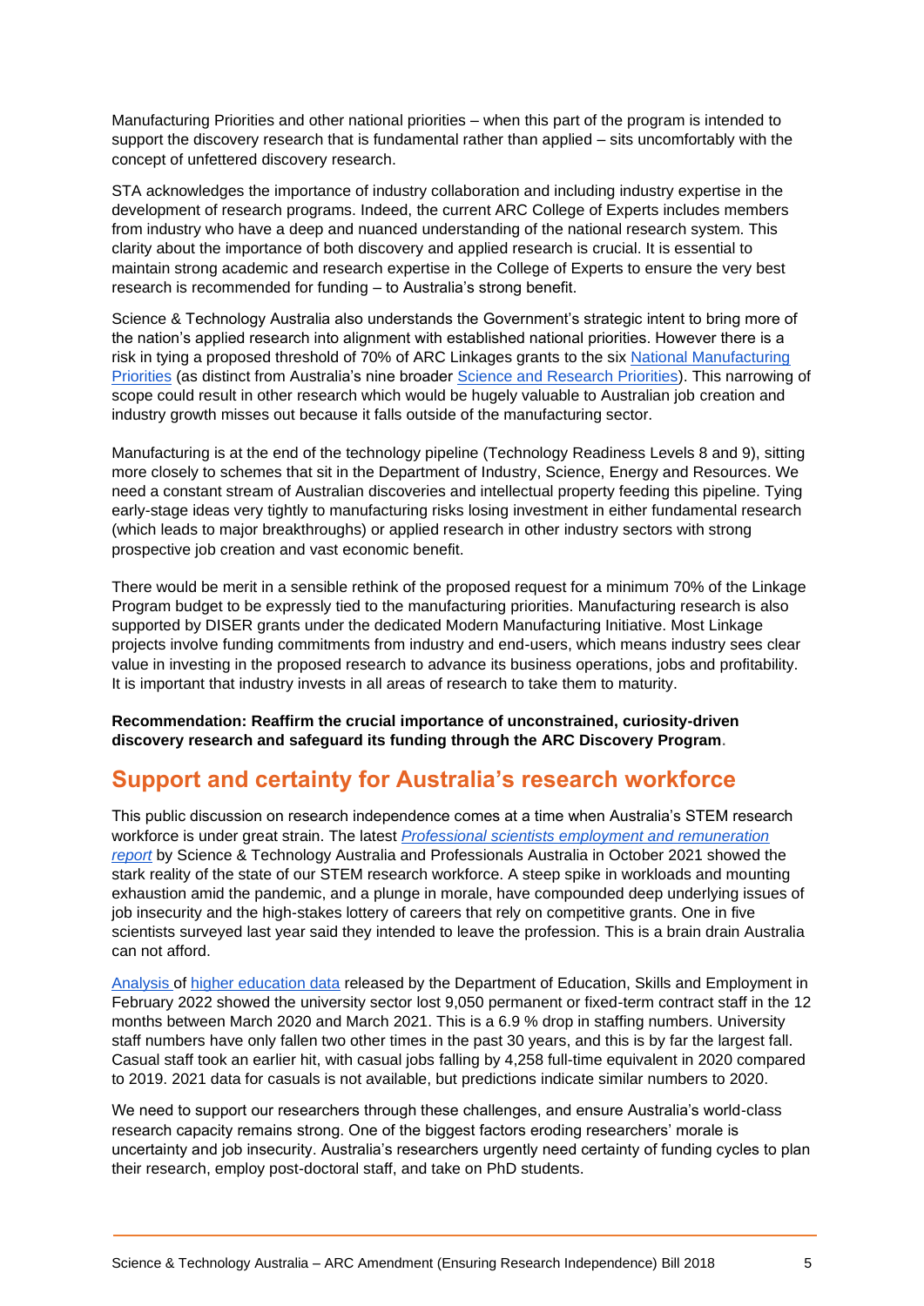Manufacturing Priorities and other national priorities – when this part of the program is intended to support the discovery research that is fundamental rather than applied – sits uncomfortably with the concept of unfettered discovery research.

STA acknowledges the importance of industry collaboration and including industry expertise in the development of research programs. Indeed, the current ARC College of Experts includes members from industry who have a deep and nuanced understanding of the national research system. This clarity about the importance of both discovery and applied research is crucial. It is essential to maintain strong academic and research expertise in the College of Experts to ensure the very best research is recommended for funding – to Australia's strong benefit.

Science & Technology Australia also understands the Government's strategic intent to bring more of the nation's applied research into alignment with established national priorities. However there is a risk in tying a proposed threshold of 70% of ARC Linkages grants to the six National Manufacturing Priorities (as distinct from Australia's nine broader Science and Research Priorities). This narrowing of scope could result in other research which would be hugely valuable to Australian job creation and industry growth misses out because it falls outside of the manufacturing sector.

Manufacturing is at the end of the technology pipeline (Technology Readiness Levels 8 and 9), sitting more closely to schemes that sit in the Department of Industry, Science, Energy and Resources. We need a constant stream of Australian discoveries and intellectual property feeding this pipeline. Tying early-stage ideas very tightly to manufacturing risks losing investment in either fundamental research (which leads to major breakthroughs) or applied research in other industry sectors with strong prospective job creation and vast economic benefit.

There would be merit in a sensible rethink of the proposed request for a minimum 70% of the Linkage Program budget to be expressly tied to the manufacturing priorities. Manufacturing research is also supported by DISER grants under the dedicated Modern Manufacturing Initiative. Most Linkage projects involve funding commitments from industry and end-users, which means industry sees clear value in investing in the proposed research to advance its business operations, jobs and profitability. It is important that industry invests in all areas of research to take them to maturity.

**Recommendation: Reaffirm the crucial importance of unconstrained, curiosity-driven discovery research and safeguard its funding through the ARC Discovery Program.**

## Support and certainty for Australia's research workforce

This public discussion on research independence comes at a time when Australia's STEM research workforce is under great strain. The latest *Professional scientists employment and remuneration report* by Science & Technology Australia and Professionals Australia in October 2021 showed the stark reality of the state of our STEM research workforce. A steep spike in workloads and mounting exhaustion amid the pandemic, and a plunge in morale, have compounded deep underlying issues of job insecurity and the high-stakes lottery of careers that rely on competitive grants. One in five scientists surveyed last year said they intended to leave the profession. This is a brain drain Australia can not afford.

Analysis of higher education data released by the Department of Education, Skills and Employment in February 2022 showed the university sector lost 9,050 permanent or fixed-term contract staff in the 12 months between March 2020 and March 2021. This is a 6.9 % drop in staffing numbers. University staff numbers have only fallen two other times in the past 30 years, and this is by far the largest fall. Casual staff took an earlier hit, with casual jobs falling by 4,258 full-time equivalent in 2020 compared to 2019. 2021 data for casuals is not available, but predictions indicate similar numbers to 2020.

We need to support our researchers through these challenges, and ensure Australia's world-class research capacity remains strong. One of the biggest factors eroding researchers' morale is uncertainty and job insecurity. Australia's researchers urgently need certainty of funding cycles to plan their research, employ post-doctoral staff, and take on PhD students.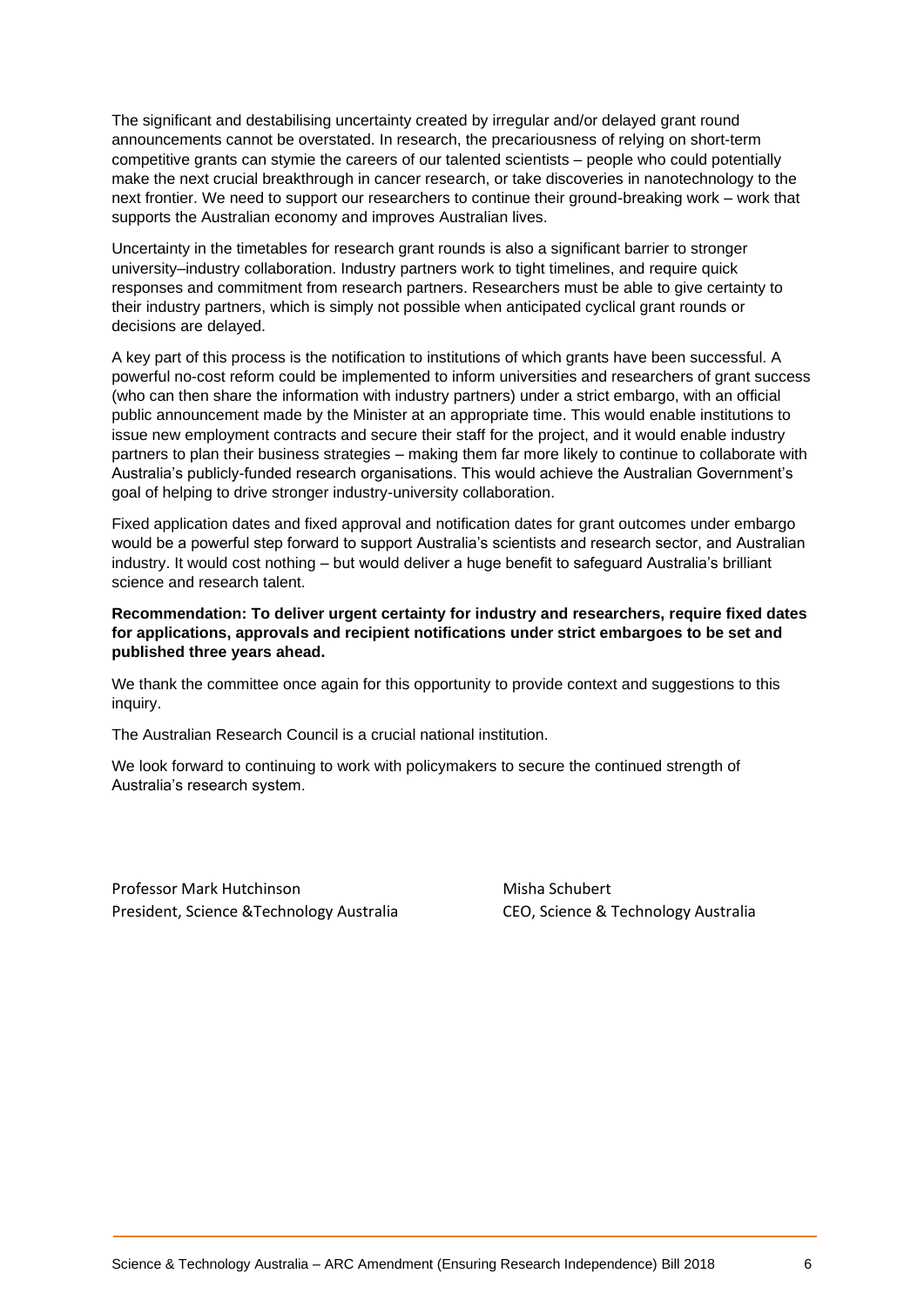The significant and destabilising uncertainty created by irregular and/or delayed grant round announcements cannot be overstated. In research, the precariousness of relying on short-term competitive grants can stymie the careers of our talented scientists – people who could potentially make the next crucial breakthrough in cancer research, or take discoveries in nanotechnology to the next frontier. We need to support our researchers to continue their ground-breaking work – work that supports the Australian economy and improves Australian lives.

Uncertainty in the timetables for research grant rounds is also a significant barrier to stronger university–industry collaboration. Industry partners work to tight timelines, and require quick responses and commitment from research partners. Researchers must be able to give certainty to their industry partners, which is simply not possible when anticipated cyclical grant rounds or decisions are delayed.

A key part of this process is the notification to institutions of which grants have been successful. A powerful no-cost reform could be implemented to inform universities and researchers of grant success (who can then share the information with industry partners) under a strict embargo, with an official public announcement made by the Minister at an appropriate time. This would enable institutions to issue new employment contracts and secure their staff for the project, and it would enable industry partners to plan their business strategies – making them far more likely to continue to collaborate with Australia's publicly-funded research organisations. This would achieve the Australian Government's goal of helping to drive stronger industry-university collaboration.

Fixed application dates and fixed approval and notification dates for grant outcomes under embargo would be a powerful step forward to support Australia's scientists and research sector, and Australian industry. It would cost nothing – but would deliver a huge benefit to safeguard Australia's brilliant science and research talent.

**Recommendation: To deliver urgent certainty for industry and researchers, require fixed dates for applications, approvals and recipient notifications under strict embargoes to be set and published three years ahead.**

We thank the committee once again for this opportunity to provide context and suggestions to this inquiry.

The Australian Research Council is a crucial national institution.

We look forward to continuing to work with policymakers to secure the continued strength of Australia's research system.

Professor Mark Hutchinson
President, Science &Technology Australia

Misha Schubert
CEO, Science & Technology Australia